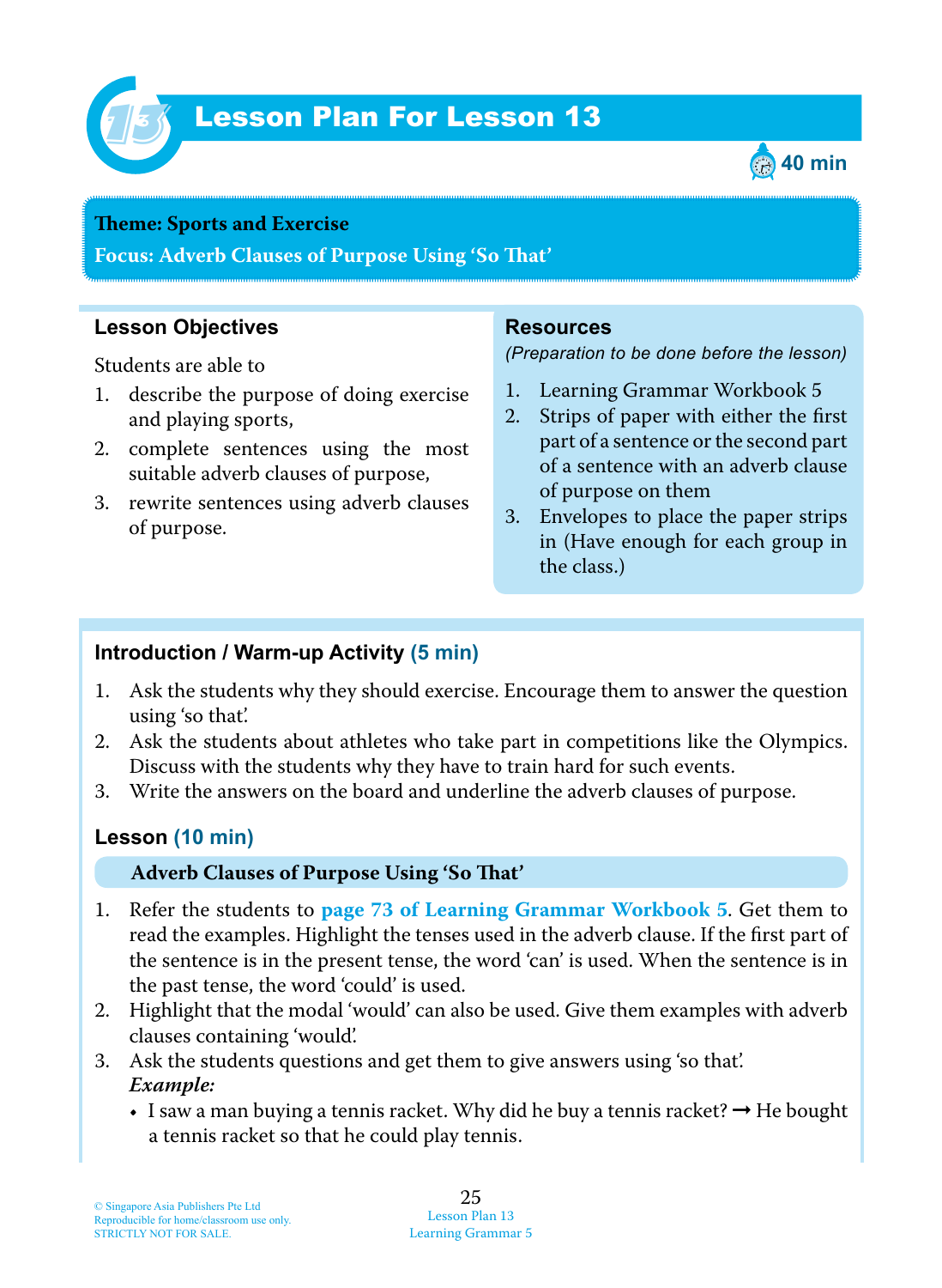# Lesson Plan For Lesson 13

40 min

**Theme: Sports and Exercise**

**Focus: Adverb Clauses of Purpose Using 'So That'**

## Lesson Objectives

Students are able to

1. describe the purpose of doing exercise and playing sports,
2. complete sentences using the most suitable adverb clauses of purpose,
3. rewrite sentences using adverb clauses of purpose.

## Resources

*(Preparation to be done before the lesson)*

1. Learning Grammar Workbook 5
2. Strips of paper with either the first part of a sentence or the second part of a sentence with an adverb clause of purpose on them
3. Envelopes to place the paper strips in (Have enough for each group in the class.)

## Introduction / Warm-up Activity (5 min)

1. Ask the students why they should exercise. Encourage them to answer the question using 'so that'.
2. Ask the students about athletes who take part in competitions like the Olympics. Discuss with the students why they have to train hard for such events.
3. Write the answers on the board and underline the adverb clauses of purpose.

## Lesson (10 min)

**Adverb Clauses of Purpose Using 'So That'**

1. Refer the students to **page 73 of Learning Grammar Workbook 5**. Get them to read the examples. Highlight the tenses used in the adverb clause. If the first part of the sentence is in the present tense, the word 'can' is used. When the sentence is in the past tense, the word 'could' is used.
2. Highlight that the modal 'would' can also be used. Give them examples with adverb clauses containing 'would'.
3. Ask the students questions and get them to give answers using 'so that'.
   ***Example:***
   - I saw a man buying a tennis racket. Why did he buy a tennis racket? → He bought a tennis racket so that he could play tennis.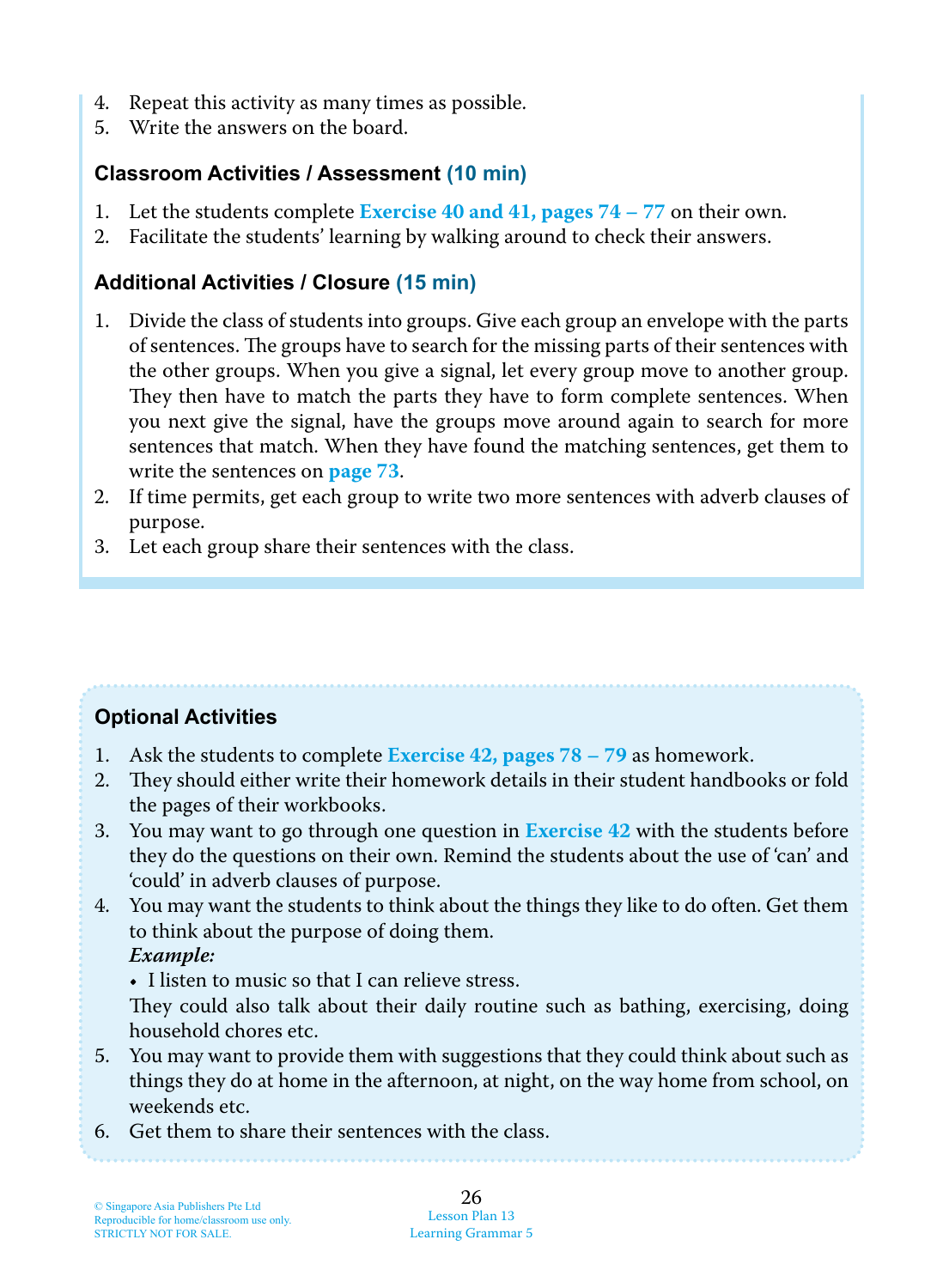4. Repeat this activity as many times as possible.
5. Write the answers on the board.

### Classroom Activities / Assessment (10 min)

1. Let the students complete **Exercise 40 and 41, pages 74 – 77** on their own.
2. Facilitate the students' learning by walking around to check their answers.

### Additional Activities / Closure (15 min)

1. Divide the class of students into groups. Give each group an envelope with the parts of sentences. The groups have to search for the missing parts of their sentences with the other groups. When you give a signal, let every group move to another group. They then have to match the parts they have to form complete sentences. When you next give the signal, have the groups move around again to search for more sentences that match. When they have found the matching sentences, get them to write the sentences on **page 73**.
2. If time permits, get each group to write two more sentences with adverb clauses of purpose.
3. Let each group share their sentences with the class.

### Optional Activities

1. Ask the students to complete **Exercise 42, pages 78 – 79** as homework.
2. They should either write their homework details in their student handbooks or fold the pages of their workbooks.
3. You may want to go through one question in **Exercise 42** with the students before they do the questions on their own. Remind the students about the use of 'can' and 'could' in adverb clauses of purpose.
4. You may want the students to think about the things they like to do often. Get them to think about the purpose of doing them.
   ***Example:***
   - I listen to music so that I can relieve stress.

   They could also talk about their daily routine such as bathing, exercising, doing household chores etc.
5. You may want to provide them with suggestions that they could think about such as things they do at home in the afternoon, at night, on the way home from school, on weekends etc.
6. Get them to share their sentences with the class.